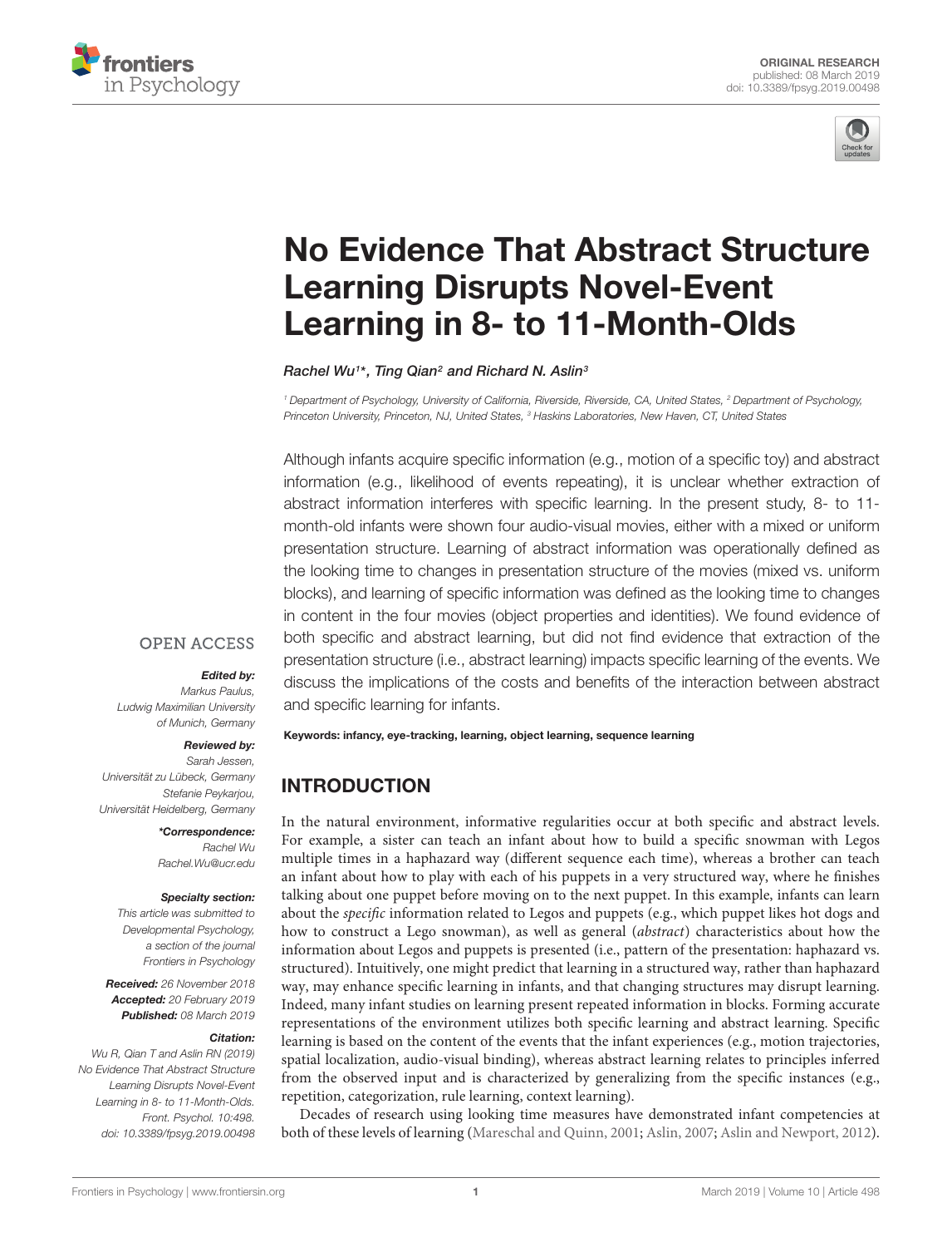ORIGINAL RESEARCH
published: 08 March 2019
doi: 10.3389/fpsyg.2019.00498

# No Evidence That Abstract Structure Learning Disrupts Novel-Event Learning in 8- to 11-Month-Olds

*Rachel Wu[1]\*, Ting Qian[2] and Richard N. Aslin[3]*

[1] Department of Psychology, University of California, Riverside, Riverside, CA, United States, [2] Department of Psychology, Princeton University, Princeton, NJ, United States, [3] Haskins Laboratories, New Haven, CT, United States

Although infants acquire specific information (e.g., motion of a specific toy) and abstract information (e.g., likelihood of events repeating), it is unclear whether extraction of abstract information interferes with specific learning. In the present study, 8- to 11-month-old infants were shown four audio-visual movies, either with a mixed or uniform presentation structure. Learning of abstract information was operationally defined as the looking time to changes in presentation structure of the movies (mixed vs. uniform blocks), and learning of specific information was defined as the looking time to changes in content in the four movies (object properties and identities). We found evidence of both specific and abstract learning, but did not find evidence that extraction of the presentation structure (i.e., abstract learning) impacts specific learning of the events. We discuss the implications of the costs and benefits of the interaction between abstract and specific learning for infants.

**Keywords: infancy, eye-tracking, learning, object learning, sequence learning**

OPEN ACCESS

***Edited by:***
Markus Paulus,
Ludwig Maximilian University of Munich, Germany

***Reviewed by:***
Sarah Jessen,
Universität zu Lübeck, Germany
Stefanie Peykarjou,
Universität Heidelberg, Germany

***\*Correspondence:***
Rachel Wu
Rachel.Wu@ucr.edu

***Specialty section:***
This article was submitted to Developmental Psychology, a section of the journal Frontiers in Psychology

***Received:*** 26 November 2018
***Accepted:*** 20 February 2019
***Published:*** 08 March 2019

***Citation:***
Wu R, Qian T and Aslin RN (2019) No Evidence That Abstract Structure Learning Disrupts Novel-Event Learning in 8- to 11-Month-Olds. Front. Psychol. 10:498. doi: 10.3389/fpsyg.2019.00498

## INTRODUCTION

In the natural environment, informative regularities occur at both specific and abstract levels. For example, a sister can teach an infant about how to build a specific snowman with Legos multiple times in a haphazard way (different sequence each time), whereas a brother can teach an infant about how to play with each of his puppets in a very structured way, where he finishes talking about one puppet before moving on to the next puppet. In this example, infants can learn about the *specific* information related to Legos and puppets (e.g., which puppet likes hot dogs and how to construct a Lego snowman), as well as general (*abstract*) characteristics about how the information about Legos and puppets is presented (i.e., pattern of the presentation: haphazard vs. structured). Intuitively, one might predict that learning in a structured way, rather than haphazard way, may enhance specific learning in infants, and that changing structures may disrupt learning. Indeed, many infant studies on learning present repeated information in blocks. Forming accurate representations of the environment utilizes both specific learning and abstract learning. Specific learning is based on the content of the events that the infant experiences (e.g., motion trajectories, spatial localization, audio-visual binding), whereas abstract learning relates to principles inferred from the observed input and is characterized by generalizing from the specific instances (e.g., repetition, categorization, rule learning, context learning).

Decades of research using looking time measures have demonstrated infant competencies at both of these levels of learning (Mareschal and Quinn, 2001; Aslin, 2007; Aslin and Newport, 2012).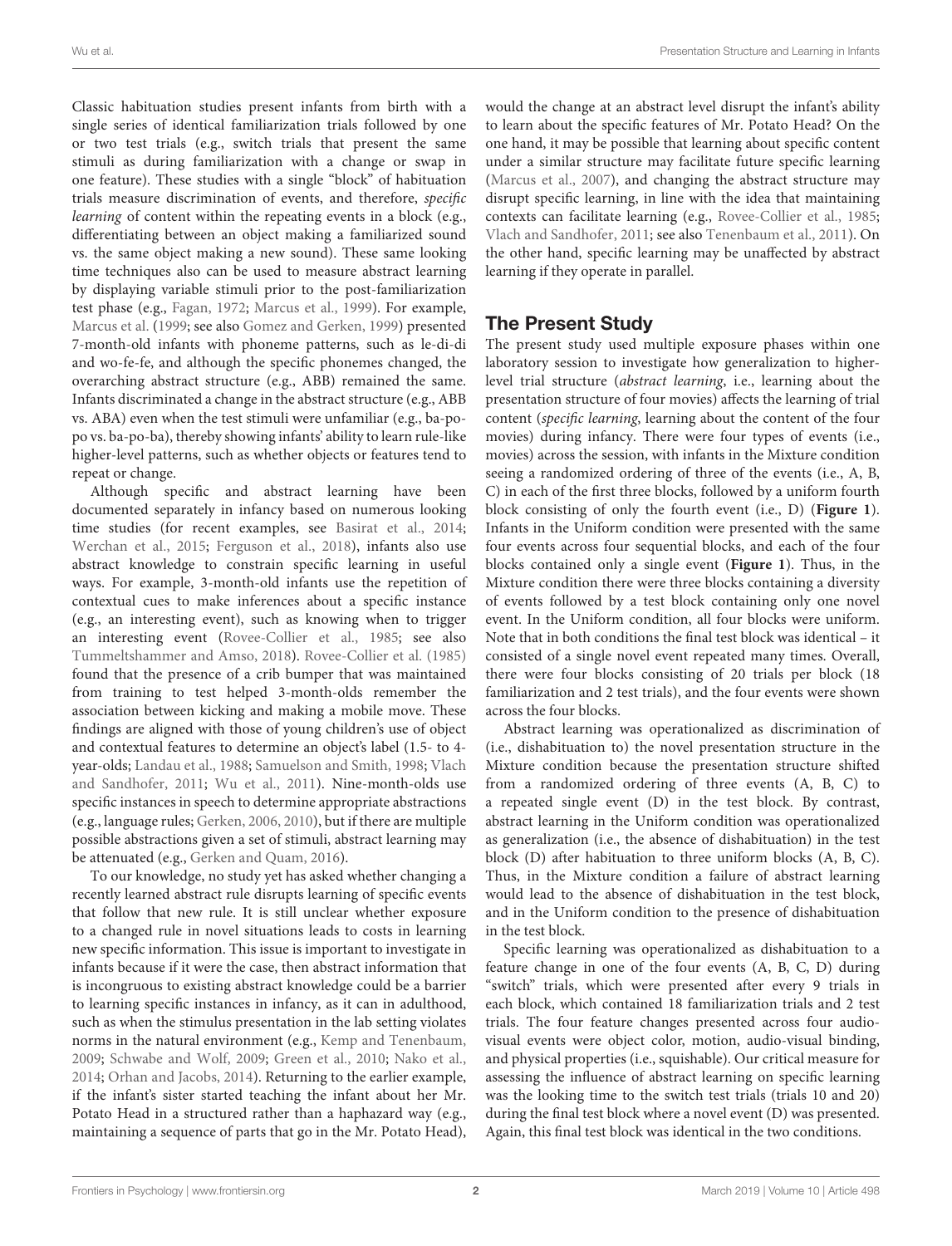Classic habituation studies present infants from birth with a single series of identical familiarization trials followed by one or two test trials (e.g., switch trials that present the same stimuli as during familiarization with a change or swap in one feature). These studies with a single "block" of habituation trials measure discrimination of events, and therefore, *specific learning* of content within the repeating events in a block (e.g., differentiating between an object making a familiarized sound vs. the same object making a new sound). These same looking time techniques also can be used to measure abstract learning by displaying variable stimuli prior to the post-familiarization test phase (e.g., Fagan, 1972; Marcus et al., 1999). For example, Marcus et al. (1999; see also Gomez and Gerken, 1999) presented 7-month-old infants with phoneme patterns, such as le-di-di and wo-fe-fe, and although the specific phonemes changed, the overarching abstract structure (e.g., ABB) remained the same. Infants discriminated a change in the abstract structure (e.g., ABB vs. ABA) even when the test stimuli were unfamiliar (e.g., ba-po-po vs. ba-po-ba), thereby showing infants' ability to learn rule-like higher-level patterns, such as whether objects or features tend to repeat or change.

Although specific and abstract learning have been documented separately in infancy based on numerous looking time studies (for recent examples, see Basirat et al., 2014; Werchan et al., 2015; Ferguson et al., 2018), infants also use abstract knowledge to constrain specific learning in useful ways. For example, 3-month-old infants use the repetition of contextual cues to make inferences about a specific instance (e.g., an interesting event), such as knowing when to trigger an interesting event (Rovee-Collier et al., 1985; see also Tummeltshammer and Amso, 2018). Rovee-Collier et al. (1985) found that the presence of a crib bumper that was maintained from training to test helped 3-month-olds remember the association between kicking and making a mobile move. These findings are aligned with those of young children's use of object and contextual features to determine an object's label (1.5- to 4-year-olds; Landau et al., 1988; Samuelson and Smith, 1998; Vlach and Sandhofer, 2011; Wu et al., 2011). Nine-month-olds use specific instances in speech to determine appropriate abstractions (e.g., language rules; Gerken, 2006, 2010), but if there are multiple possible abstractions given a set of stimuli, abstract learning may be attenuated (e.g., Gerken and Quam, 2016).

To our knowledge, no study yet has asked whether changing a recently learned abstract rule disrupts learning of specific events that follow that new rule. It is still unclear whether exposure to a changed rule in novel situations leads to costs in learning new specific information. This issue is important to investigate in infants because if it were the case, then abstract information that is incongruous to existing abstract knowledge could be a barrier to learning specific instances in infancy, as it can in adulthood, such as when the stimulus presentation in the lab setting violates norms in the natural environment (e.g., Kemp and Tenenbaum, 2009; Schwabe and Wolf, 2009; Green et al., 2010; Nako et al., 2014; Orhan and Jacobs, 2014). Returning to the earlier example, if the infant's sister started teaching the infant about her Mr. Potato Head in a structured rather than a haphazard way (e.g., maintaining a sequence of parts that go in the Mr. Potato Head), would the change at an abstract level disrupt the infant's ability to learn about the specific features of Mr. Potato Head? On the one hand, it may be possible that learning about specific content under a similar structure may facilitate future specific learning (Marcus et al., 2007), and changing the abstract structure may disrupt specific learning, in line with the idea that maintaining contexts can facilitate learning (e.g., Rovee-Collier et al., 1985; Vlach and Sandhofer, 2011; see also Tenenbaum et al., 2011). On the other hand, specific learning may be unaffected by abstract learning if they operate in parallel.

## The Present Study

The present study used multiple exposure phases within one laboratory session to investigate how generalization to higher-level trial structure (*abstract learning*, i.e., learning about the presentation structure of four movies) affects the learning of trial content (*specific learning*, learning about the content of the four movies) during infancy. There were four types of events (i.e., movies) across the session, with infants in the Mixture condition seeing a randomized ordering of three of the events (i.e., A, B, C) in each of the first three blocks, followed by a uniform fourth block consisting of only the fourth event (i.e., D) (**Figure 1**). Infants in the Uniform condition were presented with the same four events across four sequential blocks, and each of the four blocks contained only a single event (**Figure 1**). Thus, in the Mixture condition there were three blocks containing a diversity of events followed by a test block containing only one novel event. In the Uniform condition, all four blocks were uniform. Note that in both conditions the final test block was identical – it consisted of a single novel event repeated many times. Overall, there were four blocks consisting of 20 trials per block (18 familiarization and 2 test trials), and the four events were shown across the four blocks.

Abstract learning was operationalized as discrimination of (i.e., dishabituation to) the novel presentation structure in the Mixture condition because the presentation structure shifted from a randomized ordering of three events (A, B, C) to a repeated single event (D) in the test block. By contrast, abstract learning in the Uniform condition was operationalized as generalization (i.e., the absence of dishabituation) in the test block (D) after habituation to three uniform blocks (A, B, C). Thus, in the Mixture condition a failure of abstract learning would lead to the absence of dishabituation in the test block, and in the Uniform condition to the presence of dishabituation in the test block.

Specific learning was operationalized as dishabituation to a feature change in one of the four events (A, B, C, D) during "switch" trials, which were presented after every 9 trials in each block, which contained 18 familiarization trials and 2 test trials. The four feature changes presented across four audio-visual events were object color, motion, audio-visual binding, and physical properties (i.e., squishable). Our critical measure for assessing the influence of abstract learning on specific learning was the looking time to the switch test trials (trials 10 and 20) during the final test block where a novel event (D) was presented. Again, this final test block was identical in the two conditions.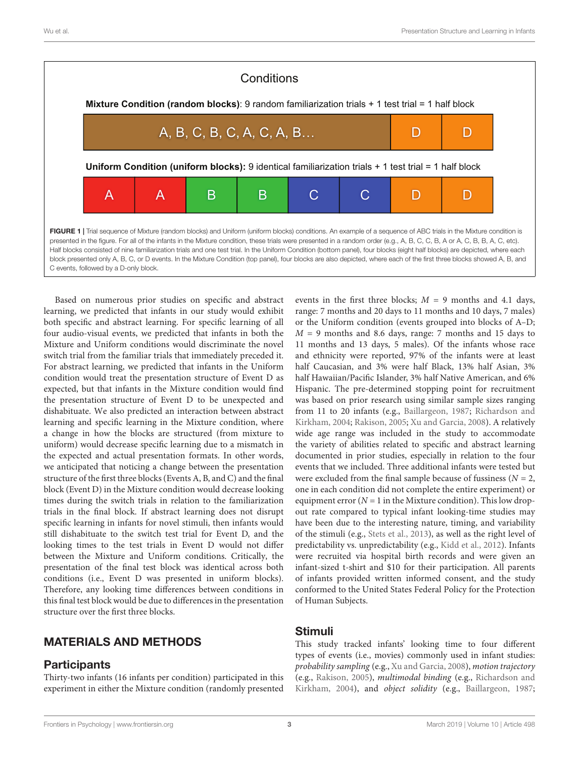Conditions

**Mixture Condition (random blocks)**: 9 random familiarization trials + 1 test trial = 1 half block

| A, B, C, B, C, A, C, A, B… | D | D |
|---|---|---|

**Uniform Condition (uniform blocks):** 9 identical familiarization trials + 1 test trial = 1 half block

| A | A | B | B | C | C | D | D |
|---|---|---|---|---|---|---|---|

**FIGURE 1 |** Trial sequence of Mixture (random blocks) and Uniform (uniform blocks) conditions. An example of a sequence of ABC trials in the Mixture condition is presented in the figure. For all of the infants in the Mixture condition, these trials were presented in a random order (e.g., A, B, C, C, B, A or A, C, B, B, A, C, etc). Half blocks consisted of nine familiarization trials and one test trial. In the Uniform Condition (bottom panel), four blocks (eight half blocks) are depicted, where each block presented only A, B, C, or D events. In the Mixture Condition (top panel), four blocks are also depicted, where each of the first three blocks showed A, B, and C events, followed by a D-only block.

Based on numerous prior studies on specific and abstract learning, we predicted that infants in our study would exhibit both specific and abstract learning. For specific learning of all four audio-visual events, we predicted that infants in both the Mixture and Uniform conditions would discriminate the novel switch trial from the familiar trials that immediately preceded it. For abstract learning, we predicted that infants in the Uniform condition would treat the presentation structure of Event D as expected, but that infants in the Mixture condition would find the presentation structure of Event D to be unexpected and dishabituate. We also predicted an interaction between abstract learning and specific learning in the Mixture condition, where a change in how the blocks are structured (from mixture to uniform) would decrease specific learning due to a mismatch in the expected and actual presentation formats. In other words, we anticipated that noticing a change between the presentation structure of the first three blocks (Events A, B, and C) and the final block (Event D) in the Mixture condition would decrease looking times during the switch trials in relation to the familiarization trials in the final block. If abstract learning does not disrupt specific learning in infants for novel stimuli, then infants would still dishabituate to the switch test trial for Event D, and the looking times to the test trials in Event D would not differ between the Mixture and Uniform conditions. Critically, the presentation of the final test block was identical across both conditions (i.e., Event D was presented in uniform blocks). Therefore, any looking time differences between conditions in this final test block would be due to differences in the presentation structure over the first three blocks.

## MATERIALS AND METHODS

### Participants

Thirty-two infants (16 infants per condition) participated in this experiment in either the Mixture condition (randomly presented events in the first three blocks; $M$ = 9 months and 4.1 days, range: 7 months and 20 days to 11 months and 10 days, 7 males) or the Uniform condition (events grouped into blocks of A–D; $M$ = 9 months and 8.6 days, range: 7 months and 15 days to 11 months and 13 days, 5 males). Of the infants whose race and ethnicity were reported, 97% of the infants were at least half Caucasian, and 3% were half Black, 13% half Asian, 3% half Hawaiian/Pacific Islander, 3% half Native American, and 6% Hispanic. The pre-determined stopping point for recruitment was based on prior research using similar sample sizes ranging from 11 to 20 infants (e.g., Baillargeon, 1987; Richardson and Kirkham, 2004; Rakison, 2005; Xu and Garcia, 2008). A relatively wide age range was included in the study to accommodate the variety of abilities related to specific and abstract learning documented in prior studies, especially in relation to the four events that we included. Three additional infants were tested but were excluded from the final sample because of fussiness ($N$ = 2, one in each condition did not complete the entire experiment) or equipment error ($N$ = 1 in the Mixture condition). This low drop-out rate compared to typical infant looking-time studies may have been due to the interesting nature, timing, and variability of the stimuli (e.g., Stets et al., 2013), as well as the right level of predictability vs. unpredictability (e.g., Kidd et al., 2012). Infants were recruited via hospital birth records and were given an infant-sized t-shirt and $10 for their participation. All parents of infants provided written informed consent, and the study conformed to the United States Federal Policy for the Protection of Human Subjects.

### Stimuli

This study tracked infants' looking time to four different types of events (i.e., movies) commonly used in infant studies: *probability sampling* (e.g., Xu and Garcia, 2008), *motion trajectory* (e.g., Rakison, 2005), *multimodal binding* (e.g., Richardson and Kirkham, 2004), and *object solidity* (e.g., Baillargeon, 1987;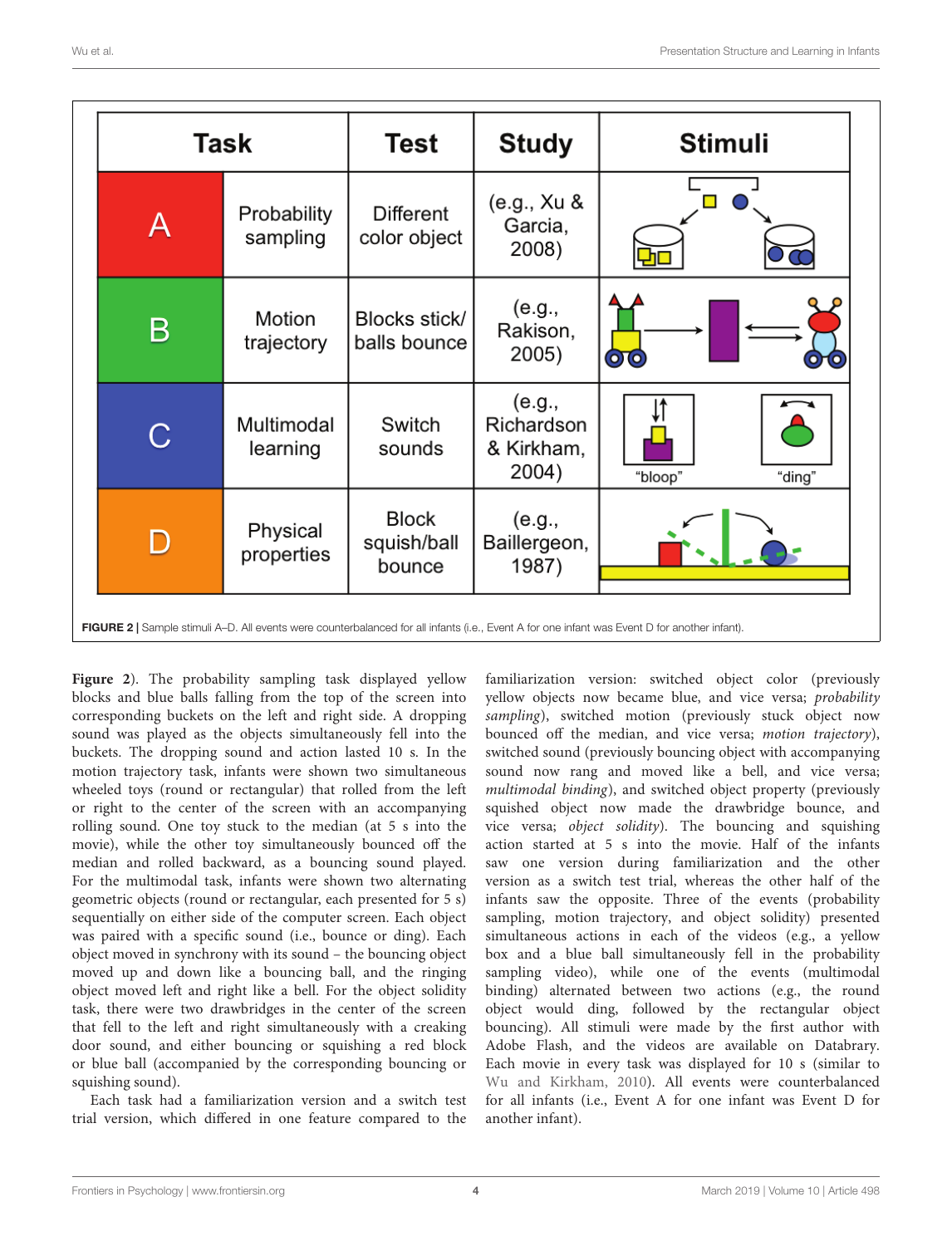| Task | | Test | Study | Stimuli |
|---|---|---|---|---|
| A | Probability sampling | Different color object | (e.g., Xu & Garcia, 2008) | |
| B | Motion trajectory | Blocks stick/ balls bounce | (e.g., Rakison, 2005) | |
| C | Multimodal learning | Switch sounds | (e.g., Richardson & Kirkham, 2004) | "bloop" "ding" |
| D | Physical properties | Block squish/ball bounce | (e.g., Baillergeon, 1987) | |

**FIGURE 2 |** Sample stimuli A–D. All events were counterbalanced for all infants (i.e., Event A for one infant was Event D for another infant).

**Figure 2**). The probability sampling task displayed yellow blocks and blue balls falling from the top of the screen into corresponding buckets on the left and right side. A dropping sound was played as the objects simultaneously fell into the buckets. The dropping sound and action lasted 10 s. In the motion trajectory task, infants were shown two simultaneous wheeled toys (round or rectangular) that rolled from the left or right to the center of the screen with an accompanying rolling sound. One toy stuck to the median (at 5 s into the movie), while the other toy simultaneously bounced off the median and rolled backward, as a bouncing sound played. For the multimodal task, infants were shown two alternating geometric objects (round or rectangular, each presented for 5 s) sequentially on either side of the computer screen. Each object was paired with a specific sound (i.e., bounce or ding). Each object moved in synchrony with its sound – the bouncing object moved up and down like a bouncing ball, and the ringing object moved left and right like a bell. For the object solidity task, there were two drawbridges in the center of the screen that fell to the left and right simultaneously with a creaking door sound, and either bouncing or squishing a red block or blue ball (accompanied by the corresponding bouncing or squishing sound).

Each task had a familiarization version and a switch test trial version, which differed in one feature compared to the familiarization version: switched object color (previously yellow objects now became blue, and vice versa; *probability sampling*), switched motion (previously stuck object now bounced off the median, and vice versa; *motion trajectory*), switched sound (previously bouncing object with accompanying sound now rang and moved like a bell, and vice versa; *multimodal binding*), and switched object property (previously squished object now made the drawbridge bounce, and vice versa; *object solidity*). The bouncing and squishing action started at 5 s into the movie. Half of the infants saw one version during familiarization and the other version as a switch test trial, whereas the other half of the infants saw the opposite. Three of the events (probability sampling, motion trajectory, and object solidity) presented simultaneous actions in each of the videos (e.g., a yellow box and a blue ball simultaneously fell in the probability sampling video), while one of the events (multimodal binding) alternated between two actions (e.g., the round object would ding, followed by the rectangular object bouncing). All stimuli were made by the first author with Adobe Flash, and the videos are available on Databrary. Each movie in every task was displayed for 10 s (similar to Wu and Kirkham, 2010). All events were counterbalanced for all infants (i.e., Event A for one infant was Event D for another infant).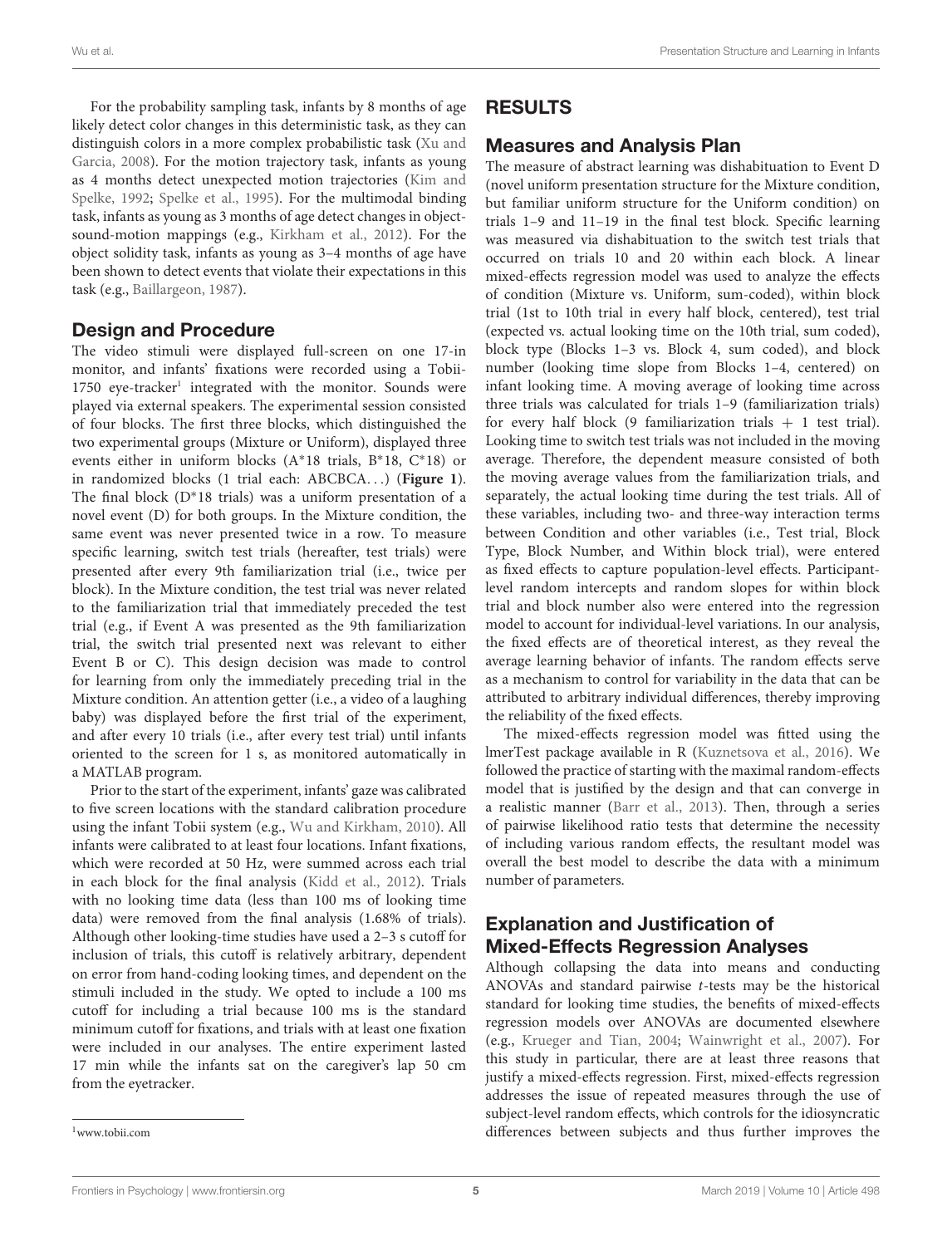For the probability sampling task, infants by 8 months of age likely detect color changes in this deterministic task, as they can distinguish colors in a more complex probabilistic task (Xu and Garcia, 2008). For the motion trajectory task, infants as young as 4 months detect unexpected motion trajectories (Kim and Spelke, 1992; Spelke et al., 1995). For the multimodal binding task, infants as young as 3 months of age detect changes in object-sound-motion mappings (e.g., Kirkham et al., 2012). For the object solidity task, infants as young as 3–4 months of age have been shown to detect events that violate their expectations in this task (e.g., Baillargeon, 1987).

## Design and Procedure

The video stimuli were displayed full-screen on one 17-in monitor, and infants' fixations were recorded using a Tobii-1750 eye-tracker[1] integrated with the monitor. Sounds were played via external speakers. The experimental session consisted of four blocks. The first three blocks, which distinguished the two experimental groups (Mixture or Uniform), displayed three events either in uniform blocks (A*18 trials, B*18, C*18) or in randomized blocks (1 trial each: ABCBCA...) (**Figure 1**). The final block (D*18 trials) was a uniform presentation of a novel event (D) for both groups. In the Mixture condition, the same event was never presented twice in a row. To measure specific learning, switch test trials (hereafter, test trials) were presented after every 9th familiarization trial (i.e., twice per block). In the Mixture condition, the test trial was never related to the familiarization trial that immediately preceded the test trial (e.g., if Event A was presented as the 9th familiarization trial, the switch trial presented next was relevant to either Event B or C). This design decision was made to control for learning from only the immediately preceding trial in the Mixture condition. An attention getter (i.e., a video of a laughing baby) was displayed before the first trial of the experiment, and after every 10 trials (i.e., after every test trial) until infants oriented to the screen for 1 s, as monitored automatically in a MATLAB program.

Prior to the start of the experiment, infants' gaze was calibrated to five screen locations with the standard calibration procedure using the infant Tobii system (e.g., Wu and Kirkham, 2010). All infants were calibrated to at least four locations. Infant fixations, which were recorded at 50 Hz, were summed across each trial in each block for the final analysis (Kidd et al., 2012). Trials with no looking time data (less than 100 ms of looking time data) were removed from the final analysis (1.68% of trials). Although other looking-time studies have used a 2–3 s cutoff for inclusion of trials, this cutoff is relatively arbitrary, dependent on error from hand-coding looking times, and dependent on the stimuli included in the study. We opted to include a 100 ms cutoff for including a trial because 100 ms is the standard minimum cutoff for fixations, and trials with at least one fixation were included in our analyses. The entire experiment lasted 17 min while the infants sat on the caregiver's lap 50 cm from the eyetracker.

[1] www.tobii.com

# RESULTS

## Measures and Analysis Plan

The measure of abstract learning was dishabituation to Event D (novel uniform presentation structure for the Mixture condition, but familiar uniform structure for the Uniform condition) on trials 1–9 and 11–19 in the final test block. Specific learning was measured via dishabituation to the switch test trials that occurred on trials 10 and 20 within each block. A linear mixed-effects regression model was used to analyze the effects of condition (Mixture vs. Uniform, sum-coded), within block trial (1st to 10th trial in every half block, centered), test trial (expected vs. actual looking time on the 10th trial, sum coded), block type (Blocks 1–3 vs. Block 4, sum coded), and block number (looking time slope from Blocks 1–4, centered) on infant looking time. A moving average of looking time across three trials was calculated for trials 1–9 (familiarization trials) for every half block (9 familiarization trials + 1 test trial). Looking time to switch test trials was not included in the moving average. Therefore, the dependent measure consisted of both the moving average values from the familiarization trials, and separately, the actual looking time during the test trials. All of these variables, including two- and three-way interaction terms between Condition and other variables (i.e., Test trial, Block Type, Block Number, and Within block trial), were entered as fixed effects to capture population-level effects. Participant-level random intercepts and random slopes for within block trial and block number also were entered into the regression model to account for individual-level variations. In our analysis, the fixed effects are of theoretical interest, as they reveal the average learning behavior of infants. The random effects serve as a mechanism to control for variability in the data that can be attributed to arbitrary individual differences, thereby improving the reliability of the fixed effects.

The mixed-effects regression model was fitted using the lmerTest package available in R (Kuznetsova et al., 2016). We followed the practice of starting with the maximal random-effects model that is justified by the design and that can converge in a realistic manner (Barr et al., 2013). Then, through a series of pairwise likelihood ratio tests that determine the necessity of including various random effects, the resultant model was overall the best model to describe the data with a minimum number of parameters.

## Explanation and Justification of Mixed-Effects Regression Analyses

Although collapsing the data into means and conducting ANOVAs and standard pairwise *t*-tests may be the historical standard for looking time studies, the benefits of mixed-effects regression models over ANOVAs are documented elsewhere (e.g., Krueger and Tian, 2004; Wainwright et al., 2007). For this study in particular, there are at least three reasons that justify a mixed-effects regression. First, mixed-effects regression addresses the issue of repeated measures through the use of subject-level random effects, which controls for the idiosyncratic differences between subjects and thus further improves the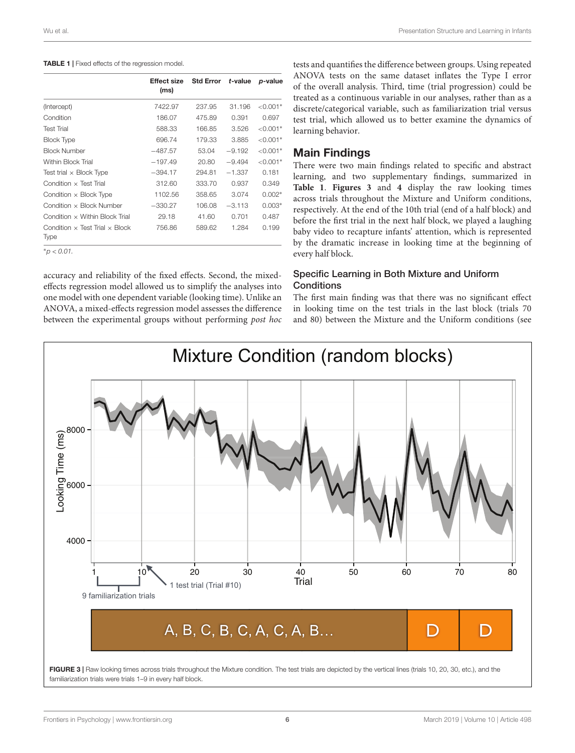**TABLE 1 |** Fixed effects of the regression model.

| | Effect size (ms) | Std Error | *t*-value | *p*-value |
|---|---|---|---|---|
| (Intercept) | 7422.97 | 237.95 | 31.196 | <0.001* |
| Condition | 186.07 | 475.89 | 0.391 | 0.697 |
| Test Trial | 588.33 | 166.85 | 3.526 | <0.001* |
| Block Type | 696.74 | 179.33 | 3.885 | <0.001* |
| Block Number | −487.57 | 53.04 | −9.192 | <0.001* |
| Within Block Trial | −197.49 | 20.80 | −9.494 | <0.001* |
| Test trial × Block Type | −394.17 | 294.81 | −1.337 | 0.181 |
| Condition × Test Trial | 312.60 | 333.70 | 0.937 | 0.349 |
| Condition × Block Type | 1102.56 | 358.65 | 3.074 | 0.002* |
| Condition × Block Number | −330.27 | 106.08 | −3.113 | 0.003* |
| Condition × Within Block Trial | 29.18 | 41.60 | 0.701 | 0.487 |
| Condition × Test Trial × Block Type | 756.86 | 589.62 | 1.284 | 0.199 |

*$p < 0.01$.

accuracy and reliability of the fixed effects. Second, the mixed-effects regression model allowed us to simplify the analyses into one model with one dependent variable (looking time). Unlike an ANOVA, a mixed-effects regression model assesses the difference between the experimental groups without performing *post hoc* tests and quantifies the difference between groups. Using repeated ANOVA tests on the same dataset inflates the Type I error of the overall analysis. Third, time (trial progression) could be treated as a continuous variable in our analyses, rather than as a discrete/categorical variable, such as familiarization trial versus test trial, which allowed us to better examine the dynamics of learning behavior.

## Main Findings

There were two main findings related to specific and abstract learning, and two supplementary findings, summarized in **Table 1**. **Figures 3** and **4** display the raw looking times across trials throughout the Mixture and Uniform conditions, respectively. At the end of the 10th trial (end of a half block) and before the first trial in the next half block, we played a laughing baby video to recapture infants' attention, which is represented by the dramatic increase in looking time at the beginning of every half block.

### Specific Learning in Both Mixture and Uniform Conditions

The first main finding was that there was no significant effect in looking time on the test trials in the last block (trials 70 and 80) between the Mixture and the Uniform conditions (see

**FIGURE 3 |** Raw looking times across trials throughout the Mixture condition. The test trials are depicted by the vertical lines (trials 10, 20, 30, etc.), and the familiarization trials were trials 1–9 in every half block.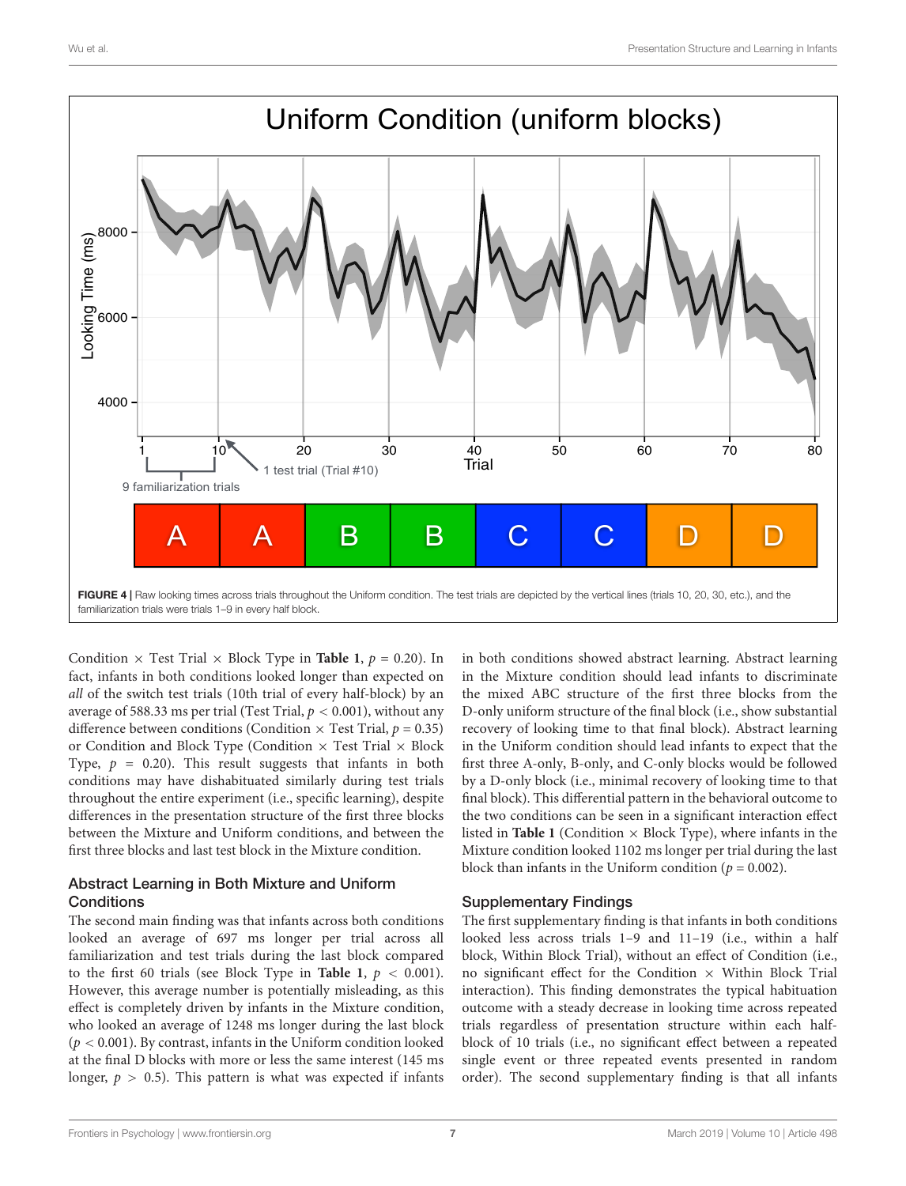**FIGURE 4 |** Raw looking times across trials throughout the Uniform condition. The test trials are depicted by the vertical lines (trials 10, 20, 30, etc.), and the familiarization trials were trials 1–9 in every half block.

Condition × Test Trial × Block Type in **Table 1**, $p = 0.20$). In fact, infants in both conditions looked longer than expected on *all* of the switch test trials (10th trial of every half-block) by an average of 588.33 ms per trial (Test Trial, $p < 0.001$), without any difference between conditions (Condition × Test Trial, $p = 0.35$) or Condition and Block Type (Condition × Test Trial × Block Type, $p = 0.20$). This result suggests that infants in both conditions may have dishabituated similarly during test trials throughout the entire experiment (i.e., specific learning), despite differences in the presentation structure of the first three blocks between the Mixture and Uniform conditions, and between the first three blocks and last test block in the Mixture condition.

### Abstract Learning in Both Mixture and Uniform Conditions

The second main finding was that infants across both conditions looked an average of 697 ms longer per trial across all familiarization and test trials during the last block compared to the first 60 trials (see Block Type in **Table 1**, $p < 0.001$). However, this average number is potentially misleading, as this effect is completely driven by infants in the Mixture condition, who looked an average of 1248 ms longer during the last block ($p < 0.001$). By contrast, infants in the Uniform condition looked at the final D blocks with more or less the same interest (145 ms longer, $p > 0.5$). This pattern is what was expected if infants in both conditions showed abstract learning. Abstract learning in the Mixture condition should lead infants to discriminate the mixed ABC structure of the first three blocks from the D-only uniform structure of the final block (i.e., show substantial recovery of looking time to that final block). Abstract learning in the Uniform condition should lead infants to expect that the first three A-only, B-only, and C-only blocks would be followed by a D-only block (i.e., minimal recovery of looking time to that final block). This differential pattern in the behavioral outcome to the two conditions can be seen in a significant interaction effect listed in **Table 1** (Condition × Block Type), where infants in the Mixture condition looked 1102 ms longer per trial during the last block than infants in the Uniform condition ($p = 0.002$).

### Supplementary Findings

The first supplementary finding is that infants in both conditions looked less across trials 1–9 and 11–19 (i.e., within a half block, Within Block Trial), without an effect of Condition (i.e., no significant effect for the Condition × Within Block Trial interaction). This finding demonstrates the typical habituation outcome with a steady decrease in looking time across repeated trials regardless of presentation structure within each half-block of 10 trials (i.e., no significant effect between a repeated single event or three repeated events presented in random order). The second supplementary finding is that all infants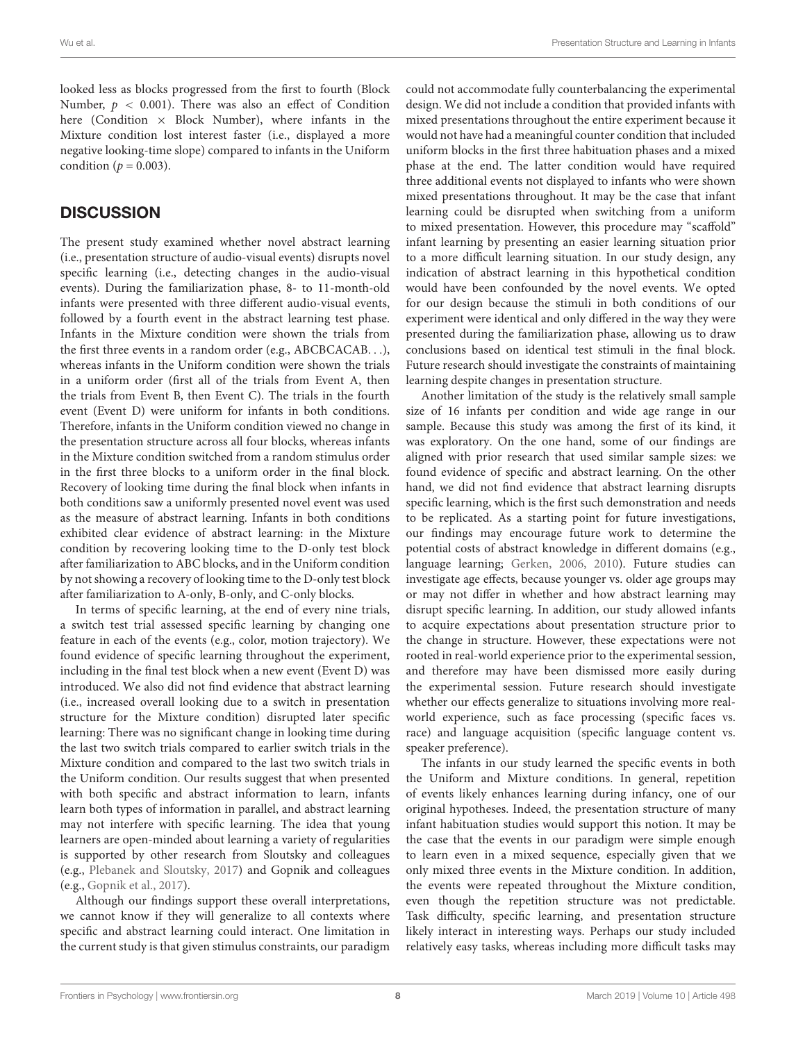looked less as blocks progressed from the first to fourth (Block Number, $p < 0.001$). There was also an effect of Condition here (Condition × Block Number), where infants in the Mixture condition lost interest faster (i.e., displayed a more negative looking-time slope) compared to infants in the Uniform condition ($p = 0.003$).

## DISCUSSION

The present study examined whether novel abstract learning (i.e., presentation structure of audio-visual events) disrupts novel specific learning (i.e., detecting changes in the audio-visual events). During the familiarization phase, 8- to 11-month-old infants were presented with three different audio-visual events, followed by a fourth event in the abstract learning test phase. Infants in the Mixture condition were shown the trials from the first three events in a random order (e.g., ABCBCACAB...), whereas infants in the Uniform condition were shown the trials in a uniform order (first all of the trials from Event A, then the trials from Event B, then Event C). The trials in the fourth event (Event D) were uniform for infants in both conditions. Therefore, infants in the Uniform condition viewed no change in the presentation structure across all four blocks, whereas infants in the Mixture condition switched from a random stimulus order in the first three blocks to a uniform order in the final block. Recovery of looking time during the final block when infants in both conditions saw a uniformly presented novel event was used as the measure of abstract learning. Infants in both conditions exhibited clear evidence of abstract learning: in the Mixture condition by recovering looking time to the D-only test block after familiarization to ABC blocks, and in the Uniform condition by not showing a recovery of looking time to the D-only test block after familiarization to A-only, B-only, and C-only blocks.

In terms of specific learning, at the end of every nine trials, a switch test trial assessed specific learning by changing one feature in each of the events (e.g., color, motion trajectory). We found evidence of specific learning throughout the experiment, including in the final test block when a new event (Event D) was introduced. We also did not find evidence that abstract learning (i.e., increased overall looking due to a switch in presentation structure for the Mixture condition) disrupted later specific learning: There was no significant change in looking time during the last two switch trials compared to earlier switch trials in the Mixture condition and compared to the last two switch trials in the Uniform condition. Our results suggest that when presented with both specific and abstract information to learn, infants learn both types of information in parallel, and abstract learning may not interfere with specific learning. The idea that young learners are open-minded about learning a variety of regularities is supported by other research from Sloutsky and colleagues (e.g., Plebanek and Sloutsky, 2017) and Gopnik and colleagues (e.g., Gopnik et al., 2017).

Although our findings support these overall interpretations, we cannot know if they will generalize to all contexts where specific and abstract learning could interact. One limitation in the current study is that given stimulus constraints, our paradigm could not accommodate fully counterbalancing the experimental design. We did not include a condition that provided infants with mixed presentations throughout the entire experiment because it would not have had a meaningful counter condition that included uniform blocks in the first three habituation phases and a mixed phase at the end. The latter condition would have required three additional events not displayed to infants who were shown mixed presentations throughout. It may be the case that infant learning could be disrupted when switching from a uniform to mixed presentation. However, this procedure may "scaffold" infant learning by presenting an easier learning situation prior to a more difficult learning situation. In our study design, any indication of abstract learning in this hypothetical condition would have been confounded by the novel events. We opted for our design because the stimuli in both conditions of our experiment were identical and only differed in the way they were presented during the familiarization phase, allowing us to draw conclusions based on identical test stimuli in the final block. Future research should investigate the constraints of maintaining learning despite changes in presentation structure.

Another limitation of the study is the relatively small sample size of 16 infants per condition and wide age range in our sample. Because this study was among the first of its kind, it was exploratory. On the one hand, some of our findings are aligned with prior research that used similar sample sizes: we found evidence of specific and abstract learning. On the other hand, we did not find evidence that abstract learning disrupts specific learning, which is the first such demonstration and needs to be replicated. As a starting point for future investigations, our findings may encourage future work to determine the potential costs of abstract knowledge in different domains (e.g., language learning; Gerken, 2006, 2010). Future studies can investigate age effects, because younger vs. older age groups may or may not differ in whether and how abstract learning may disrupt specific learning. In addition, our study allowed infants to acquire expectations about presentation structure prior to the change in structure. However, these expectations were not rooted in real-world experience prior to the experimental session, and therefore may have been dismissed more easily during the experimental session. Future research should investigate whether our effects generalize to situations involving more real-world experience, such as face processing (specific faces vs. race) and language acquisition (specific language content vs. speaker preference).

The infants in our study learned the specific events in both the Uniform and Mixture conditions. In general, repetition of events likely enhances learning during infancy, one of our original hypotheses. Indeed, the presentation structure of many infant habituation studies would support this notion. It may be the case that the events in our paradigm were simple enough to learn even in a mixed sequence, especially given that we only mixed three events in the Mixture condition. In addition, the events were repeated throughout the Mixture condition, even though the repetition structure was not predictable. Task difficulty, specific learning, and presentation structure likely interact in interesting ways. Perhaps our study included relatively easy tasks, whereas including more difficult tasks may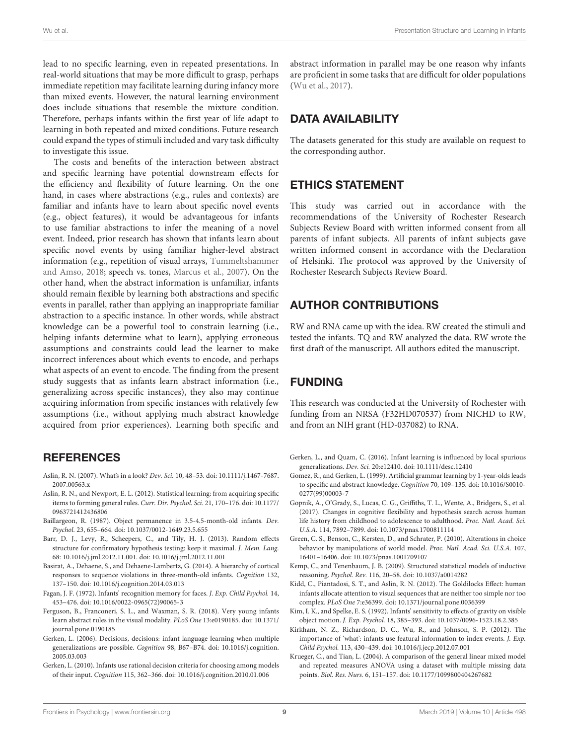lead to no specific learning, even in repeated presentations. In real-world situations that may be more difficult to grasp, perhaps immediate repetition may facilitate learning during infancy more than mixed events. However, the natural learning environment does include situations that resemble the mixture condition. Therefore, perhaps infants within the first year of life adapt to learning in both repeated and mixed conditions. Future research could expand the types of stimuli included and vary task difficulty to investigate this issue.

The costs and benefits of the interaction between abstract and specific learning have potential downstream effects for the efficiency and flexibility of future learning. On the one hand, in cases where abstractions (e.g., rules and contexts) are familiar and infants have to learn about specific novel events (e.g., object features), it would be advantageous for infants to use familiar abstractions to infer the meaning of a novel event. Indeed, prior research has shown that infants learn about specific novel events by using familiar higher-level abstract information (e.g., repetition of visual arrays, Tummeltshammer and Amso, 2018; speech vs. tones, Marcus et al., 2007). On the other hand, when the abstract information is unfamiliar, infants should remain flexible by learning both abstractions and specific events in parallel, rather than applying an inappropriate familiar abstraction to a specific instance. In other words, while abstract knowledge can be a powerful tool to constrain learning (i.e., helping infants determine what to learn), applying erroneous assumptions and constraints could lead the learner to make incorrect inferences about which events to encode, and perhaps what aspects of an event to encode. The finding from the present study suggests that as infants learn abstract information (i.e., generalizing across specific instances), they also may continue acquiring information from specific instances with relatively few assumptions (i.e., without applying much abstract knowledge acquired from prior experiences). Learning both specific and abstract information in parallel may be one reason why infants are proficient in some tasks that are difficult for older populations (Wu et al., 2017).

## DATA AVAILABILITY

The datasets generated for this study are available on request to the corresponding author.

## ETHICS STATEMENT

This study was carried out in accordance with the recommendations of the University of Rochester Research Subjects Review Board with written informed consent from all parents of infant subjects. All parents of infant subjects gave written informed consent in accordance with the Declaration of Helsinki. The protocol was approved by the University of Rochester Research Subjects Review Board.

## AUTHOR CONTRIBUTIONS

RW and RNA came up with the idea. RW created the stimuli and tested the infants. TQ and RW analyzed the data. RW wrote the first draft of the manuscript. All authors edited the manuscript.

## FUNDING

This research was conducted at the University of Rochester with funding from an NRSA (F32HD070537) from NICHD to RW, and from an NIH grant (HD-037082) to RNA.

## REFERENCES

Aslin, R. N. (2007). What's in a look? *Dev. Sci.* 10, 48–53. doi: 10.1111/j.1467-7687.2007.00563.x

Aslin, R. N., and Newport, E. L. (2012). Statistical learning: from acquiring specific items to forming general rules. *Curr. Dir. Psychol. Sci.* 21, 170–176. doi: 10.1177/0963721412436806

Baillargeon, R. (1987). Object permanence in 3.5-4.5-month-old infants. *Dev. Psychol.* 23, 655–664. doi: 10.1037/0012-1649.23.5.655

Barr, D. J., Levy, R., Scheepers, C., and Tily, H. J. (2013). Random effects structure for confirmatory hypothesis testing: keep it maximal. *J. Mem. Lang.* 68: 10.1016/j.jml.2012.11.001. doi: 10.1016/j.jml.2012.11.001

Basirat, A., Dehaene, S., and Dehaene-Lambertz, G. (2014). A hierarchy of cortical responses to sequence violations in three-month-old infants. *Cognition* 132, 137–150. doi: 10.1016/j.cognition.2014.03.013

Fagan, J. F. (1972). Infants' recognition memory for faces. *J. Exp. Child Psychol.* 14, 453–476. doi: 10.1016/0022-0965(72)90065-3

Ferguson, B., Franconeri, S. L., and Waxman, S. R. (2018). Very young infants learn abstract rules in the visual modality. *PLoS One* 13:e0190185. doi: 10.1371/journal.pone.0190185

Gerken, L. (2006). Decisions, decisions: infant language learning when multiple generalizations are possible. *Cognition* 98, B67–B74. doi: 10.1016/j.cognition.2005.03.003

Gerken, L. (2010). Infants use rational decision criteria for choosing among models of their input. *Cognition* 115, 362–366. doi: 10.1016/j.cognition.2010.01.006

Gerken, L., and Quam, C. (2016). Infant learning is influenced by local spurious generalizations. *Dev. Sci.* 20:e12410. doi: 10.1111/desc.12410

Gomez, R., and Gerken, L. (1999). Artificial grammar learning by 1-year-olds leads to specific and abstract knowledge. *Cognition* 70, 109–135. doi: 10.1016/S0010-0277(99)00003-7

Gopnik, A., O'Grady, S., Lucas, C. G., Griffiths, T. L., Wente, A., Bridgers, S., et al. (2017). Changes in cognitive flexibility and hypothesis search across human life history from childhood to adolescence to adulthood. *Proc. Natl. Acad. Sci. U.S.A.* 114, 7892–7899. doi: 10.1073/pnas.1700811114

Green, C. S., Benson, C., Kersten, D., and Schrater, P. (2010). Alterations in choice behavior by manipulations of world model. *Proc. Natl. Acad. Sci. U.S.A.* 107, 16401–16406. doi: 10.1073/pnas.1001709107

Kemp, C., and Tenenbaum, J. B. (2009). Structured statistical models of inductive reasoning. *Psychol. Rev.* 116, 20–58. doi: 10.1037/a0014282

Kidd, C., Piantadosi, S. T., and Aslin, R. N. (2012). The Goldilocks Effect: human infants allocate attention to visual sequences that are neither too simple nor too complex. *PLoS One* 7:e36399. doi: 10.1371/journal.pone.0036399

Kim, I. K., and Spelke, E. S. (1992). Infants' sensitivity to effects of gravity on visible object motion. *J. Exp. Psychol.* 18, 385–393. doi: 10.1037/0096-1523.18.2.385

Kirkham, N. Z., Richardson, D. C., Wu, R., and Johnson, S. P. (2012). The importance of 'what': infants use featural information to index events. *J. Exp. Child Psychol.* 113, 430–439. doi: 10.1016/j.jecp.2012.07.001

Krueger, C., and Tian, L. (2004). A comparison of the general linear mixed model and repeated measures ANOVA using a dataset with multiple missing data points. *Biol. Res. Nurs.* 6, 151–157. doi: 10.1177/1099800404267682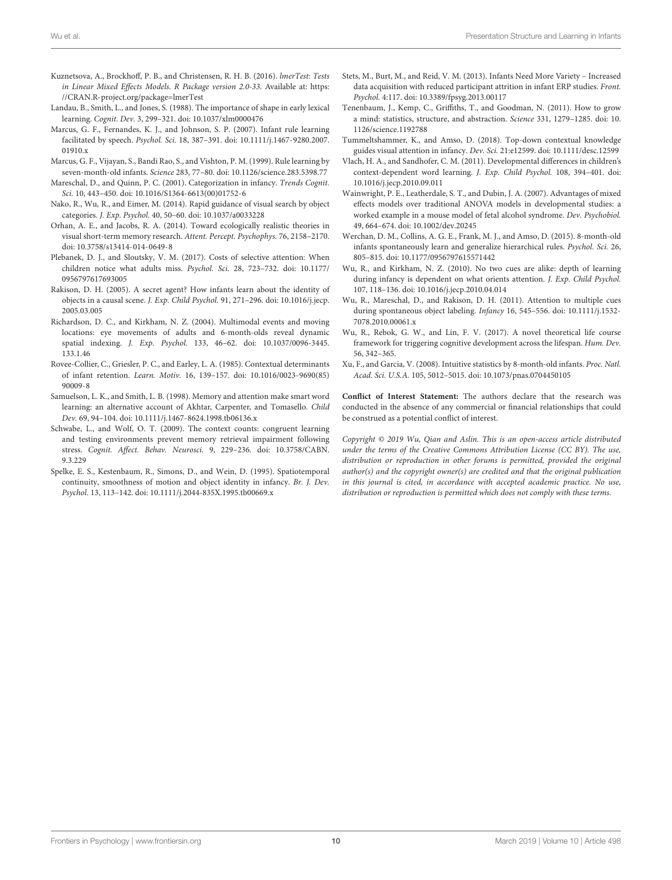Kuznetsova, A., Brockhoff, P. B., and Christensen, R. H. B. (2016). *lmerTest: Tests in Linear Mixed Effects Models. R Package version 2.0-33*. Available at: https://CRAN.R-project.org/package=lmerTest

Landau, B., Smith, L., and Jones, S. (1988). The importance of shape in early lexical learning. *Cognit. Dev.* 3, 299–321. doi: 10.1037/xlm0000476

Marcus, G. F., Fernandes, K. J., and Johnson, S. P. (2007). Infant rule learning facilitated by speech. *Psychol. Sci.* 18, 387–391. doi: 10.1111/j.1467-9280.2007.01910.x

Marcus, G. F., Vijayan, S., Bandi Rao, S., and Vishton, P. M. (1999). Rule learning by seven-month-old infants. *Science* 283, 77–80. doi: 10.1126/science.283.5398.77

Mareschal, D., and Quinn, P. C. (2001). Categorization in infancy. *Trends Cognit. Sci.* 10, 443–450. doi: 10.1016/S1364-6613(00)01752-6

Nako, R., Wu, R., and Eimer, M. (2014). Rapid guidance of visual search by object categories. *J. Exp. Psychol.* 40, 50–60. doi: 10.1037/a0033228

Orhan, A. E., and Jacobs, R. A. (2014). Toward ecologically realistic theories in visual short-term memory research. *Attent. Percept. Psychophys.* 76, 2158–2170. doi: 10.3758/s13414-014-0649-8

Plebanek, D. J., and Sloutsky, V. M. (2017). Costs of selective attention: When children notice what adults miss. *Psychol. Sci.* 28, 723–732. doi: 10.1177/0956797617693005

Rakison, D. H. (2005). A secret agent? How infants learn about the identity of objects in a causal scene. *J. Exp. Child Psychol.* 91, 271–296. doi: 10.1016/j.jecp.2005.03.005

Richardson, D. C., and Kirkham, N. Z. (2004). Multimodal events and moving locations: eye movements of adults and 6-month-olds reveal dynamic spatial indexing. *J. Exp. Psychol.* 133, 46–62. doi: 10.1037/0096-3445.133.1.46

Rovee-Collier, C., Griesler, P. C., and Earley, L. A. (1985). Contextual determinants of infant retention. *Learn. Motiv.* 16, 139–157. doi: 10.1016/0023-9690(85)90009-8

Samuelson, L. K., and Smith, L. B. (1998). Memory and attention make smart word learning: an alternative account of Akhtar, Carpenter, and Tomasello. *Child Dev.* 69, 94–104. doi: 10.1111/j.1467-8624.1998.tb06136.x

Schwabe, L., and Wolf, O. T. (2009). The context counts: congruent learning and testing environments prevent memory retrieval impairment following stress. *Cognit. Affect. Behav. Neurosci.* 9, 229–236. doi: 10.3758/CABN.9.3.229

Spelke, E. S., Kestenbaum, R., Simons, D., and Wein, D. (1995). Spatiotemporal continuity, smoothness of motion and object identity in infancy. *Br. J. Dev. Psychol.* 13, 113–142. doi: 10.1111/j.2044-835X.1995.tb00669.x

Stets, M., Burt, M., and Reid, V. M. (2013). Infants Need More Variety – Increased data acquisition with reduced participant attrition in infant ERP studies. *Front. Psychol.* 4:117. doi: 10.3389/fpsyg.2013.00117

Tenenbaum, J., Kemp, C., Griffiths, T., and Goodman, N. (2011). How to grow a mind: statistics, structure, and abstraction. *Science* 331, 1279–1285. doi: 10.1126/science.1192788

Tummeltshammer, K., and Amso, D. (2018). Top-down contextual knowledge guides visual attention in infancy. *Dev. Sci.* 21:e12599. doi: 10.1111/desc.12599

Vlach, H. A., and Sandhofer, C. M. (2011). Developmental differences in children's context-dependent word learning. *J. Exp. Child Psychol.* 108, 394–401. doi: 10.1016/j.jecp.2010.09.011

Wainwright, P. E., Leatherdale, S. T., and Dubin, J. A. (2007). Advantages of mixed effects models over traditional ANOVA models in developmental studies: a worked example in a mouse model of fetal alcohol syndrome. *Dev. Psychobiol.* 49, 664–674. doi: 10.1002/dev.20245

Werchan, D. M., Collins, A. G. E., Frank, M. J., and Amso, D. (2015). 8-month-old infants spontaneously learn and generalize hierarchical rules. *Psychol. Sci.* 26, 805–815. doi: 10.1177/0956797615571442

Wu, R., and Kirkham, N. Z. (2010). No two cues are alike: depth of learning during infancy is dependent on what orients attention. *J. Exp. Child Psychol.* 107, 118–136. doi: 10.1016/j.jecp.2010.04.014

Wu, R., Mareschal, D., and Rakison, D. H. (2011). Attention to multiple cues during spontaneous object labeling. *Infancy* 16, 545–556. doi: 10.1111/j.1532-7078.2010.00061.x

Wu, R., Rebok, G. W., and Lin, F. V. (2017). A novel theoretical life course framework for triggering cognitive development across the lifespan. *Hum. Dev.* 56, 342–365.

Xu, F., and Garcia, V. (2008). Intuitive statistics by 8-month-old infants. *Proc. Natl. Acad. Sci. U.S.A.* 105, 5012–5015. doi: 10.1073/pnas.0704450105

**Conflict of Interest Statement:** The authors declare that the research was conducted in the absence of any commercial or financial relationships that could be construed as a potential conflict of interest.

*Copyright © 2019 Wu, Qian and Aslin. This is an open-access article distributed under the terms of the Creative Commons Attribution License (CC BY). The use, distribution or reproduction in other forums is permitted, provided the original author(s) and the copyright owner(s) are credited and that the original publication in this journal is cited, in accordance with accepted academic practice. No use, distribution or reproduction is permitted which does not comply with these terms.*